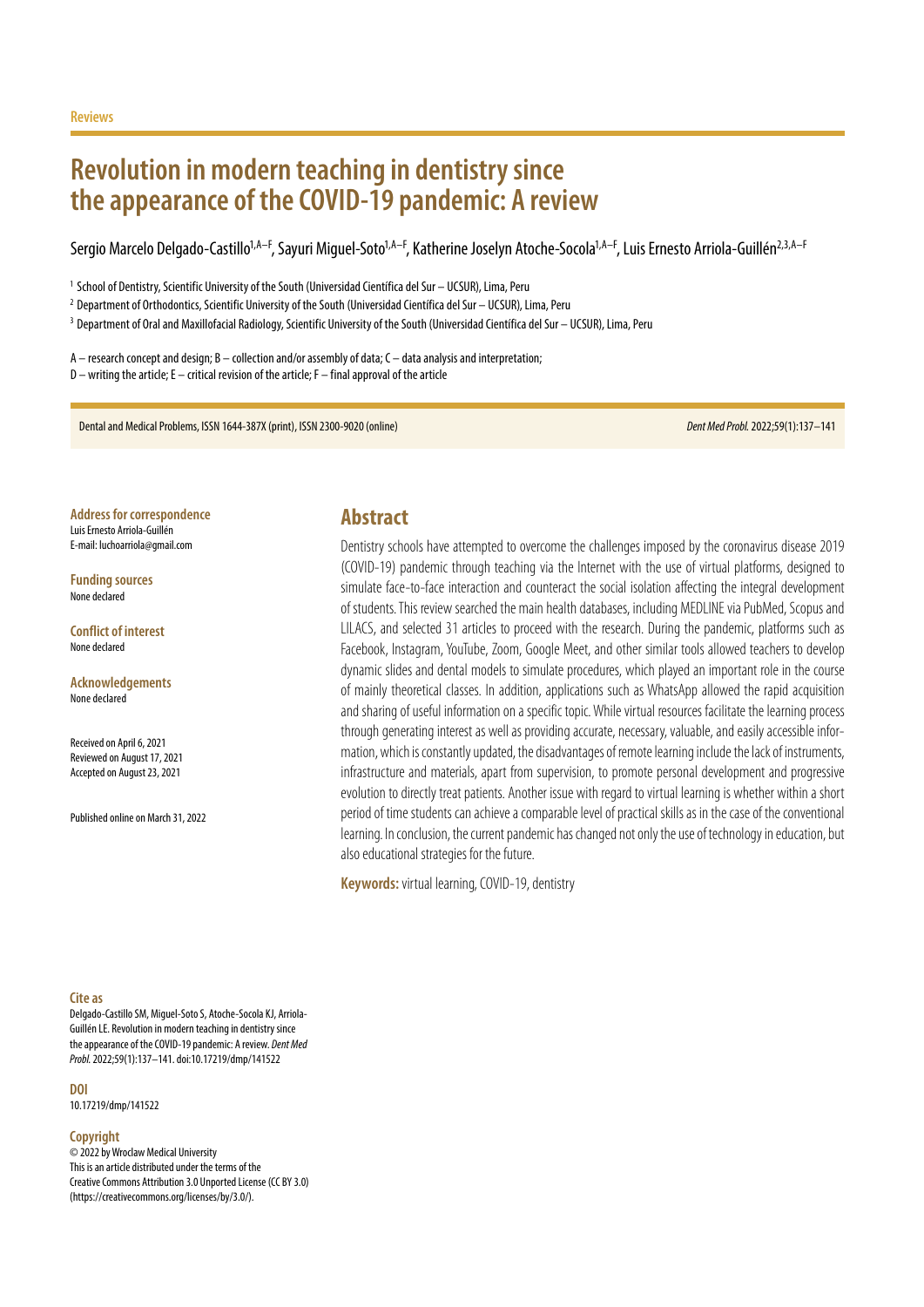Reviews

# Revolution in modern teaching in dentistry since the appearance of the COVID-19 pandemic: A review

Sergio Marcelo Delgado-Castillo[1,A–F], Sayuri Miguel-Soto[1,A–F], Katherine Joselyn Atoche-Socola[1,A–F], Luis Ernesto Arriola-Guillén[2,3,A–F]

[1] School of Dentistry, Scientific University of the South (Universidad Científica del Sur – UCSUR), Lima, Peru

[2] Department of Orthodontics, Scientific University of the South (Universidad Científica del Sur – UCSUR), Lima, Peru

[3] Department of Oral and Maxillofacial Radiology, Scientific University of the South (Universidad Científica del Sur – UCSUR), Lima, Peru

A – research concept and design; B – collection and/or assembly of data; C – data analysis and interpretation;
D – writing the article; E – critical revision of the article; F – final approval of the article

Dental and Medical Problems, ISSN 1644-387X (print), ISSN 2300-9020 (online)

*Dent Med Probl.* 2022;59(1):137–141

**Address for correspondence**
Luis Ernesto Arriola-Guillén
E-mail: luchoarriola@gmail.com

**Funding sources**
None declared

**Conflict of interest**
None declared

**Acknowledgements**
None declared

Received on April 6, 2021
Reviewed on August 17, 2021
Accepted on August 23, 2021

Published online on March 31, 2022

**Cite as**
Delgado-Castillo SM, Miguel-Soto S, Atoche-Socola KJ, Arriola-Guillén LE. Revolution in modern teaching in dentistry since the appearance of the COVID-19 pandemic: A review. *Dent Med Probl.* 2022;59(1):137–141. doi:10.17219/dmp/141522

**DOI**
10.17219/dmp/141522

**Copyright**
© 2022 by Wroclaw Medical University
This is an article distributed under the terms of the
Creative Commons Attribution 3.0 Unported License (CC BY 3.0)
(https://creativecommons.org/licenses/by/3.0/).

## Abstract

Dentistry schools have attempted to overcome the challenges imposed by the coronavirus disease 2019 (COVID-19) pandemic through teaching via the Internet with the use of virtual platforms, designed to simulate face-to-face interaction and counteract the social isolation affecting the integral development of students. This review searched the main health databases, including MEDLINE via PubMed, Scopus and LILACS, and selected 31 articles to proceed with the research. During the pandemic, platforms such as Facebook, Instagram, YouTube, Zoom, Google Meet, and other similar tools allowed teachers to develop dynamic slides and dental models to simulate procedures, which played an important role in the course of mainly theoretical classes. In addition, applications such as WhatsApp allowed the rapid acquisition and sharing of useful information on a specific topic. While virtual resources facilitate the learning process through generating interest as well as providing accurate, necessary, valuable, and easily accessible information, which is constantly updated, the disadvantages of remote learning include the lack of instruments, infrastructure and materials, apart from supervision, to promote personal development and progressive evolution to directly treat patients. Another issue with regard to virtual learning is whether within a short period of time students can achieve a comparable level of practical skills as in the case of the conventional learning. In conclusion, the current pandemic has changed not only the use of technology in education, but also educational strategies for the future.

**Keywords:** virtual learning, COVID-19, dentistry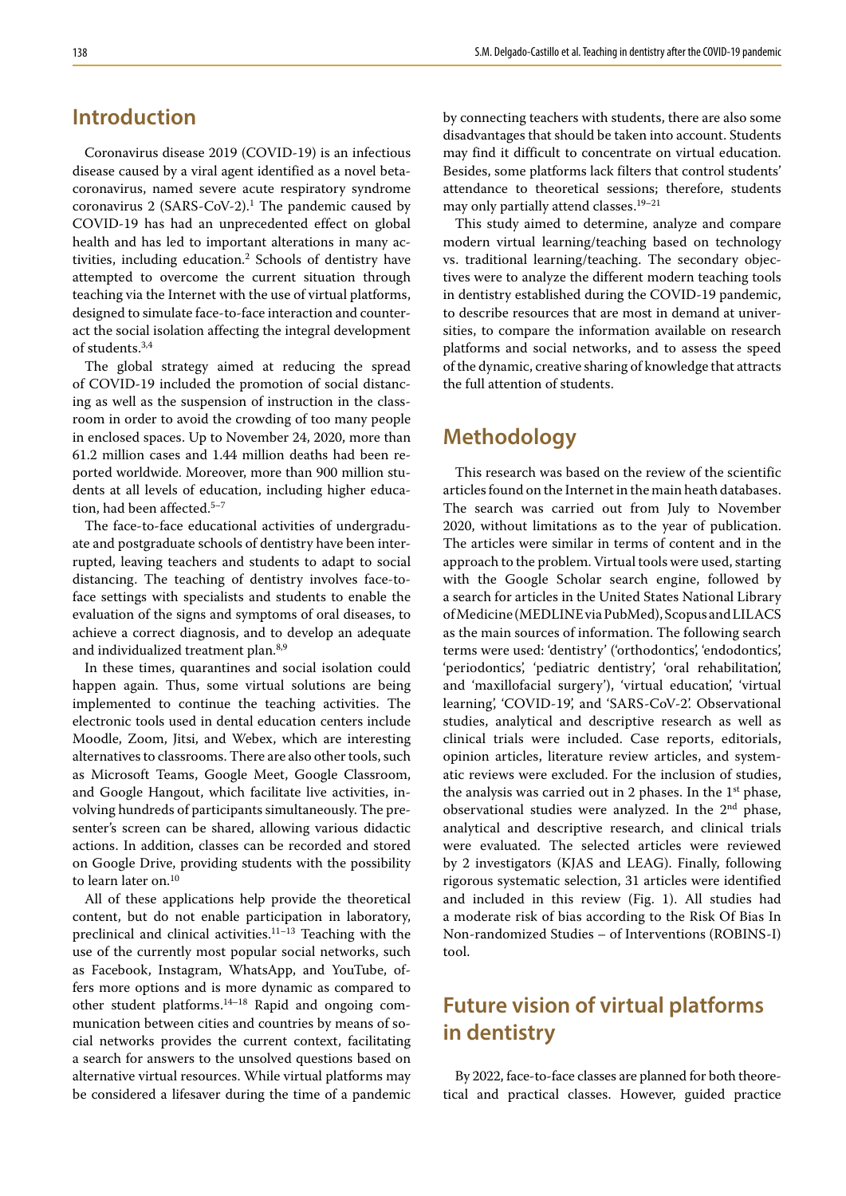## Introduction

Coronavirus disease 2019 (COVID-19) is an infectious disease caused by a viral agent identified as a novel betacoronavirus, named severe acute respiratory syndrome coronavirus 2 (SARS-CoV-2).[1] The pandemic caused by COVID-19 has had an unprecedented effect on global health and has led to important alterations in many activities, including education.[2] Schools of dentistry have attempted to overcome the current situation through teaching via the Internet with the use of virtual platforms, designed to simulate face-to-face interaction and counteract the social isolation affecting the integral development of students.[3,4]

The global strategy aimed at reducing the spread of COVID-19 included the promotion of social distancing as well as the suspension of instruction in the classroom in order to avoid the crowding of too many people in enclosed spaces. Up to November 24, 2020, more than 61.2 million cases and 1.44 million deaths had been reported worldwide. Moreover, more than 900 million students at all levels of education, including higher education, had been affected.[5–7]

The face-to-face educational activities of undergraduate and postgraduate schools of dentistry have been interrupted, leaving teachers and students to adapt to social distancing. The teaching of dentistry involves face-to-face settings with specialists and students to enable the evaluation of the signs and symptoms of oral diseases, to achieve a correct diagnosis, and to develop an adequate and individualized treatment plan.[8,9]

In these times, quarantines and social isolation could happen again. Thus, some virtual solutions are being implemented to continue the teaching activities. The electronic tools used in dental education centers include Moodle, Zoom, Jitsi, and Webex, which are interesting alternatives to classrooms. There are also other tools, such as Microsoft Teams, Google Meet, Google Classroom, and Google Hangout, which facilitate live activities, involving hundreds of participants simultaneously. The presenter's screen can be shared, allowing various didactic actions. In addition, classes can be recorded and stored on Google Drive, providing students with the possibility to learn later on.[10]

All of these applications help provide the theoretical content, but do not enable participation in laboratory, preclinical and clinical activities.[11–13] Teaching with the use of the currently most popular social networks, such as Facebook, Instagram, WhatsApp, and YouTube, offers more options and is more dynamic as compared to other student platforms.[14–18] Rapid and ongoing communication between cities and countries by means of social networks provides the current context, facilitating a search for answers to the unsolved questions based on alternative virtual resources. While virtual platforms may be considered a lifesaver during the time of a pandemic by connecting teachers with students, there are also some disadvantages that should be taken into account. Students may find it difficult to concentrate on virtual education. Besides, some platforms lack filters that control students' attendance to theoretical sessions; therefore, students may only partially attend classes.[19–21]

This study aimed to determine, analyze and compare modern virtual learning/teaching based on technology vs. traditional learning/teaching. The secondary objectives were to analyze the different modern teaching tools in dentistry established during the COVID-19 pandemic, to describe resources that are most in demand at universities, to compare the information available on research platforms and social networks, and to assess the speed of the dynamic, creative sharing of knowledge that attracts the full attention of students.

## Methodology

This research was based on the review of the scientific articles found on the Internet in the main heath databases. The search was carried out from July to November 2020, without limitations as to the year of publication. The articles were similar in terms of content and in the approach to the problem. Virtual tools were used, starting with the Google Scholar search engine, followed by a search for articles in the United States National Library of Medicine (MEDLINE via PubMed), Scopus and LILACS as the main sources of information. The following search terms were used: 'dentistry' ('orthodontics', 'endodontics', 'periodontics', 'pediatric dentistry', 'oral rehabilitation', and 'maxillofacial surgery'), 'virtual education', 'virtual learning', 'COVID-19', and 'SARS-CoV-2'. Observational studies, analytical and descriptive research as well as clinical trials were included. Case reports, editorials, opinion articles, literature review articles, and systematic reviews were excluded. For the inclusion of studies, the analysis was carried out in 2 phases. In the 1st phase, observational studies were analyzed. In the 2nd phase, analytical and descriptive research, and clinical trials were evaluated. The selected articles were reviewed by 2 investigators (KJAS and LEAG). Finally, following rigorous systematic selection, 31 articles were identified and included in this review (Fig. 1). All studies had a moderate risk of bias according to the Risk Of Bias In Non-randomized Studies – of Interventions (ROBINS-I) tool.

## Future vision of virtual platforms in dentistry

By 2022, face-to-face classes are planned for both theoretical and practical classes. However, guided practice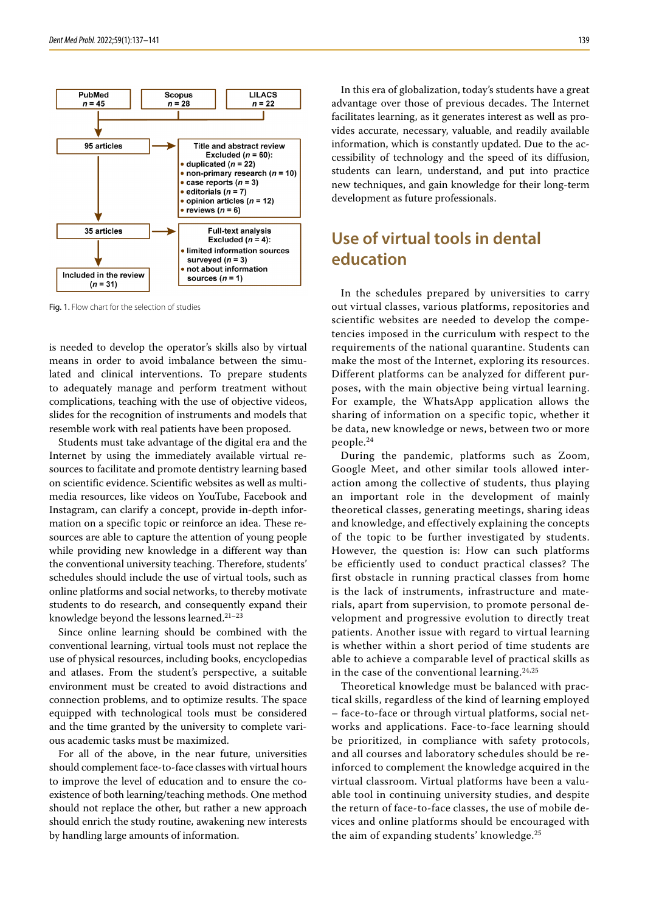PubMed
$n = 45$

Scopus
$n = 28$

LILACS
$n = 22$

95 articles

Title and abstract review
Excluded ($n = 60$):
- duplicated ($n = 22$)
- non-primary research ($n = 10$)
- case reports ($n = 3$)
- editorials ($n = 7$)
- opinion articles ($n = 12$)
- reviews ($n = 6$)

35 articles

Full-text analysis
Excluded ($n = 4$):
- limited information sources surveyed ($n = 3$)
- not about information sources ($n = 1$)

Included in the review ($n = 31$)

Fig. 1. Flow chart for the selection of studies

is needed to develop the operator's skills also by virtual means in order to avoid imbalance between the simulated and clinical interventions. To prepare students to adequately manage and perform treatment without complications, teaching with the use of objective videos, slides for the recognition of instruments and models that resemble work with real patients have been proposed.

Students must take advantage of the digital era and the Internet by using the immediately available virtual resources to facilitate and promote dentistry learning based on scientific evidence. Scientific websites as well as multimedia resources, like videos on YouTube, Facebook and Instagram, can clarify a concept, provide in-depth information on a specific topic or reinforce an idea. These resources are able to capture the attention of young people while providing new knowledge in a different way than the conventional university teaching. Therefore, students' schedules should include the use of virtual tools, such as online platforms and social networks, to thereby motivate students to do research, and consequently expand their knowledge beyond the lessons learned.[21–23]

Since online learning should be combined with the conventional learning, virtual tools must not replace the use of physical resources, including books, encyclopedias and atlases. From the student's perspective, a suitable environment must be created to avoid distractions and connection problems, and to optimize results. The space equipped with technological tools must be considered and the time granted by the university to complete various academic tasks must be maximized.

For all of the above, in the near future, universities should complement face-to-face classes with virtual hours to improve the level of education and to ensure the coexistence of both learning/teaching methods. One method should not replace the other, but rather a new approach should enrich the study routine, awakening new interests by handling large amounts of information.

In this era of globalization, today's students have a great advantage over those of previous decades. The Internet facilitates learning, as it generates interest as well as provides accurate, necessary, valuable, and readily available information, which is constantly updated. Due to the accessibility of technology and the speed of its diffusion, students can learn, understand, and put into practice new techniques, and gain knowledge for their long-term development as future professionals.

## Use of virtual tools in dental education

In the schedules prepared by universities to carry out virtual classes, various platforms, repositories and scientific websites are needed to develop the competencies imposed in the curriculum with respect to the requirements of the national quarantine. Students can make the most of the Internet, exploring its resources. Different platforms can be analyzed for different purposes, with the main objective being virtual learning. For example, the WhatsApp application allows the sharing of information on a specific topic, whether it be data, new knowledge or news, between two or more people.[24]

During the pandemic, platforms such as Zoom, Google Meet, and other similar tools allowed interaction among the collective of students, thus playing an important role in the development of mainly theoretical classes, generating meetings, sharing ideas and knowledge, and effectively explaining the concepts of the topic to be further investigated by students. However, the question is: How can such platforms be efficiently used to conduct practical classes? The first obstacle in running practical classes from home is the lack of instruments, infrastructure and materials, apart from supervision, to promote personal development and progressive evolution to directly treat patients. Another issue with regard to virtual learning is whether within a short period of time students are able to achieve a comparable level of practical skills as in the case of the conventional learning.[24,25]

Theoretical knowledge must be balanced with practical skills, regardless of the kind of learning employed – face-to-face or through virtual platforms, social networks and applications. Face-to-face learning should be prioritized, in compliance with safety protocols, and all courses and laboratory schedules should be reinforced to complement the knowledge acquired in the virtual classroom. Virtual platforms have been a valuable tool in continuing university studies, and despite the return of face-to-face classes, the use of mobile devices and online platforms should be encouraged with the aim of expanding students' knowledge.[25]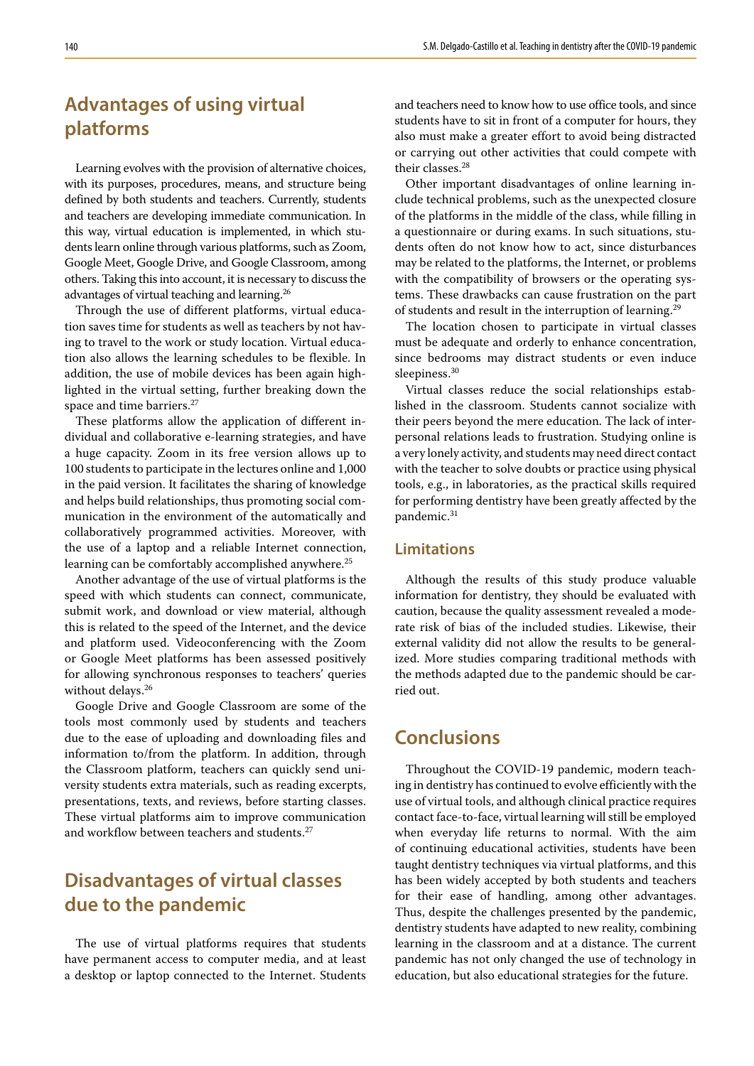## Advantages of using virtual platforms

Learning evolves with the provision of alternative choices, with its purposes, procedures, means, and structure being defined by both students and teachers. Currently, students and teachers are developing immediate communication. In this way, virtual education is implemented, in which students learn online through various platforms, such as Zoom, Google Meet, Google Drive, and Google Classroom, among others. Taking this into account, it is necessary to discuss the advantages of virtual teaching and learning.[26]

Through the use of different platforms, virtual education saves time for students as well as teachers by not having to travel to the work or study location. Virtual education also allows the learning schedules to be flexible. In addition, the use of mobile devices has been again highlighted in the virtual setting, further breaking down the space and time barriers.[27]

These platforms allow the application of different individual and collaborative e-learning strategies, and have a huge capacity. Zoom in its free version allows up to 100 students to participate in the lectures online and 1,000 in the paid version. It facilitates the sharing of knowledge and helps build relationships, thus promoting social communication in the environment of the automatically and collaboratively programmed activities. Moreover, with the use of a laptop and a reliable Internet connection, learning can be comfortably accomplished anywhere.[25]

Another advantage of the use of virtual platforms is the speed with which students can connect, communicate, submit work, and download or view material, although this is related to the speed of the Internet, and the device and platform used. Videoconferencing with the Zoom or Google Meet platforms has been assessed positively for allowing synchronous responses to teachers' queries without delays.[26]

Google Drive and Google Classroom are some of the tools most commonly used by students and teachers due to the ease of uploading and downloading files and information to/from the platform. In addition, through the Classroom platform, teachers can quickly send university students extra materials, such as reading excerpts, presentations, texts, and reviews, before starting classes. These virtual platforms aim to improve communication and workflow between teachers and students.[27]

## Disadvantages of virtual classes due to the pandemic

The use of virtual platforms requires that students have permanent access to computer media, and at least a desktop or laptop connected to the Internet. Students and teachers need to know how to use office tools, and since students have to sit in front of a computer for hours, they also must make a greater effort to avoid being distracted or carrying out other activities that could compete with their classes.[28]

Other important disadvantages of online learning include technical problems, such as the unexpected closure of the platforms in the middle of the class, while filling in a questionnaire or during exams. In such situations, students often do not know how to act, since disturbances may be related to the platforms, the Internet, or problems with the compatibility of browsers or the operating systems. These drawbacks can cause frustration on the part of students and result in the interruption of learning.[29]

The location chosen to participate in virtual classes must be adequate and orderly to enhance concentration, since bedrooms may distract students or even induce sleepiness.[30]

Virtual classes reduce the social relationships established in the classroom. Students cannot socialize with their peers beyond the mere education. The lack of interpersonal relations leads to frustration. Studying online is a very lonely activity, and students may need direct contact with the teacher to solve doubts or practice using physical tools, e.g., in laboratories, as the practical skills required for performing dentistry have been greatly affected by the pandemic.[31]

### Limitations

Although the results of this study produce valuable information for dentistry, they should be evaluated with caution, because the quality assessment revealed a moderate risk of bias of the included studies. Likewise, their external validity did not allow the results to be generalized. More studies comparing traditional methods with the methods adapted due to the pandemic should be carried out.

## Conclusions

Throughout the COVID-19 pandemic, modern teaching in dentistry has continued to evolve efficiently with the use of virtual tools, and although clinical practice requires contact face-to-face, virtual learning will still be employed when everyday life returns to normal. With the aim of continuing educational activities, students have been taught dentistry techniques via virtual platforms, and this has been widely accepted by both students and teachers for their ease of handling, among other advantages. Thus, despite the challenges presented by the pandemic, dentistry students have adapted to new reality, combining learning in the classroom and at a distance. The current pandemic has not only changed the use of technology in education, but also educational strategies for the future.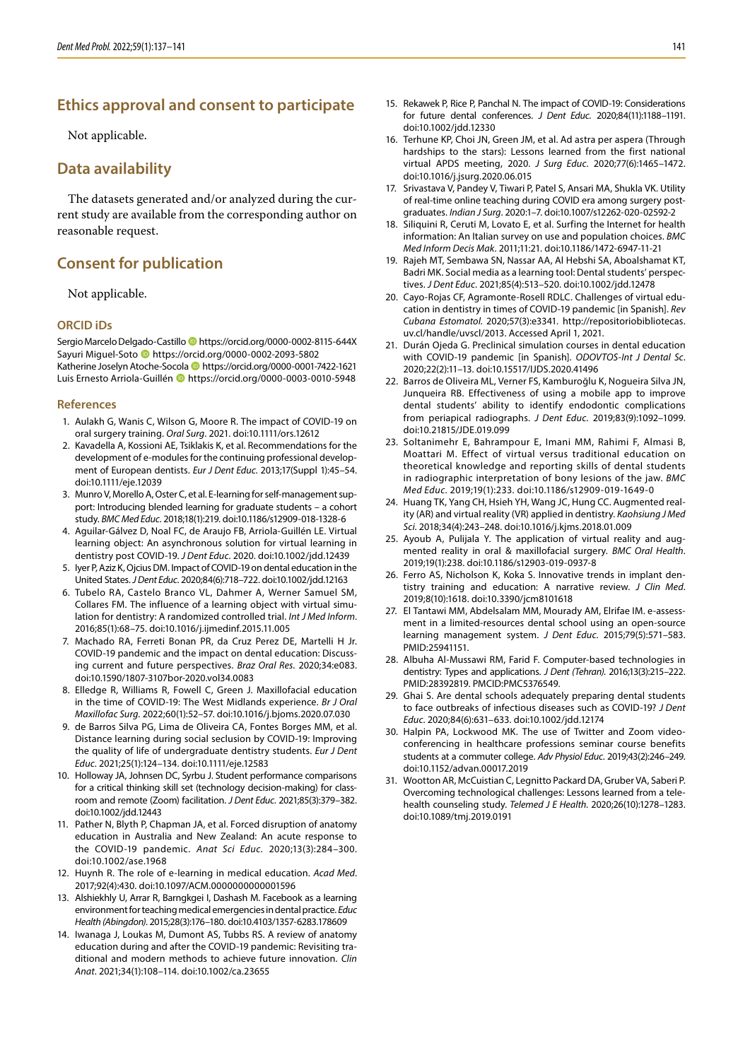## Ethics approval and consent to participate

Not applicable.

## Data availability

The datasets generated and/or analyzed during the current study are available from the corresponding author on reasonable request.

## Consent for publication

Not applicable.

### ORCID iDs

Sergio Marcelo Delgado-Castillo https://orcid.org/0000-0002-8115-644X
Sayuri Miguel-Soto https://orcid.org/0000-0002-2093-5802
Katherine Joselyn Atoche-Socola https://orcid.org/0000-0001-7422-1621
Luis Ernesto Arriola-Guillén https://orcid.org/0000-0003-0010-5948

### References

1. Aulakh G, Wanis C, Wilson G, Moore R. The impact of COVID-19 on oral surgery training. *Oral Surg*. 2021. doi:10.1111/ors.12612
2. Kavadella A, Kossioni AE, Tsiklakis K, et al. Recommendations for the development of e-modules for the continuing professional development of European dentists. *Eur J Dent Educ*. 2013;17(Suppl 1):45–54. doi:10.1111/eje.12039
3. Munro V, Morello A, Oster C, et al. E-learning for self-management support: Introducing blended learning for graduate students – a cohort study. *BMC Med Educ*. 2018;18(1):219. doi:10.1186/s12909-018-1328-6
4. Aguilar-Gálvez D, Noal FC, de Araujo FB, Arriola-Guillén LE. Virtual learning object: An asynchronous solution for virtual learning in dentistry post COVID-19. *J Dent Educ*. 2020. doi:10.1002/jdd.12439
5. Iyer P, Aziz K, Ojcius DM. Impact of COVID-19 on dental education in the United States. *J Dent Educ*. 2020;84(6):718–722. doi:10.1002/jdd.12163
6. Tubelo RA, Castelo Branco VL, Dahmer A, Werner Samuel SM, Collares FM. The influence of a learning object with virtual simulation for dentistry: A randomized controlled trial. *Int J Med Inform*. 2016;85(1):68–75. doi:10.1016/j.ijmedinf.2015.11.005
7. Machado RA, Ferreti Bonan PR, da Cruz Perez DE, Martelli H Jr. COVID-19 pandemic and the impact on dental education: Discussing current and future perspectives. *Braz Oral Res*. 2020;34:e083. doi:10.1590/1807-3107bor-2020.vol34.0083
8. Elledge R, Williams R, Fowell C, Green J. Maxillofacial education in the time of COVID-19: The West Midlands experience. *Br J Oral Maxillofac Surg*. 2022;60(1):52–57. doi:10.1016/j.bjoms.2020.07.030
9. de Barros Silva PG, Lima de Oliveira CA, Fontes Borges MM, et al. Distance learning during social seclusion by COVID-19: Improving the quality of life of undergraduate dentistry students. *Eur J Dent Educ*. 2021;25(1):124–134. doi:10.1111/eje.12583
10. Holloway JA, Johnsen DC, Syrbu J. Student performance comparisons for a critical thinking skill set (technology decision-making) for classroom and remote (Zoom) facilitation. *J Dent Educ*. 2021;85(3):379–382. doi:10.1002/jdd.12443
11. Pather N, Blyth P, Chapman JA, et al. Forced disruption of anatomy education in Australia and New Zealand: An acute response to the COVID-19 pandemic. *Anat Sci Educ*. 2020;13(3):284–300. doi:10.1002/ase.1968
12. Huynh R. The role of e-learning in medical education. *Acad Med*. 2017;92(4):430. doi:10.1097/ACM.0000000000001596
13. Alshiekhly U, Arrar R, Barngkgei I, Dashash M. Facebook as a learning environment for teaching medical emergencies in dental practice. *Educ Health (Abingdon)*. 2015;28(3):176–180. doi:10.4103/1357-6283.178609
14. Iwanaga J, Loukas M, Dumont AS, Tubbs RS. A review of anatomy education during and after the COVID-19 pandemic: Revisiting traditional and modern methods to achieve future innovation. *Clin Anat*. 2021;34(1):108–114. doi:10.1002/ca.23655
15. Rekawek P, Rice P, Panchal N. The impact of COVID-19: Considerations for future dental conferences. *J Dent Educ*. 2020;84(11):1188–1191. doi:10.1002/jdd.12330
16. Terhune KP, Choi JN, Green JM, et al. Ad astra per aspera (Through hardships to the stars): Lessons learned from the first national virtual APDS meeting, 2020. *J Surg Educ*. 2020;77(6):1465–1472. doi:10.1016/j.jsurg.2020.06.015
17. Srivastava V, Pandey V, Tiwari P, Patel S, Ansari MA, Shukla VK. Utility of real-time online teaching during COVID era among surgery postgraduates. *Indian J Surg*. 2020:1–7. doi:10.1007/s12262-020-02592-2
18. Siliquini R, Ceruti M, Lovato E, et al. Surfing the Internet for health information: An Italian survey on use and population choices. *BMC Med Inform Decis Mak*. 2011;11:21. doi:10.1186/1472-6947-11-21
19. Rajeh MT, Sembawa SN, Nassar AA, Al Hebshi SA, Aboalshamat KT, Badri MK. Social media as a learning tool: Dental students' perspectives. *J Dent Educ*. 2021;85(4):513–520. doi:10.1002/jdd.12478
20. Cayo-Rojas CF, Agramonte-Rosell RDLC. Challenges of virtual education in dentistry in times of COVID-19 pandemic [in Spanish]. *Rev Cubana Estomatol*. 2020;57(3):e3341. http://repositoriobibliotecas.uv.cl/handle/uvscl/2013. Accessed April 1, 2021.
21. Durán Ojeda G. Preclinical simulation courses in dental education with COVID-19 pandemic [in Spanish]. *ODOVTOS-Int J Dental Sc*. 2020;22(2):11–13. doi:10.15517/IJDS.2020.41496
22. Barros de Oliveira ML, Verner FS, Kamburoğlu K, Nogueira Silva JN, Junqueira RB. Effectiveness of using a mobile app to improve dental students' ability to identify endodontic complications from periapical radiographs. *J Dent Educ*. 2019;83(9):1092–1099. doi:10.21815/JDE.019.099
23. Soltanimehr E, Bahrampour E, Imani MM, Rahimi F, Almasi B, Moattari M. Effect of virtual versus traditional education on theoretical knowledge and reporting skills of dental students in radiographic interpretation of bony lesions of the jaw. *BMC Med Educ*. 2019;19(1):233. doi:10.1186/s12909-019-1649-0
24. Huang TK, Yang CH, Hsieh YH, Wang JC, Hung CC. Augmented reality (AR) and virtual reality (VR) applied in dentistry. *Kaohsiung J Med Sci*. 2018;34(4):243–248. doi:10.1016/j.kjms.2018.01.009
25. Ayoub A, Pulijala Y. The application of virtual reality and augmented reality in oral & maxillofacial surgery. *BMC Oral Health*. 2019;19(1):238. doi:10.1186/s12903-019-0937-8
26. Ferro AS, Nicholson K, Koka S. Innovative trends in implant dentistry training and education: A narrative review. *J Clin Med*. 2019;8(10):1618. doi:10.3390/jcm8101618
27. El Tantawi MM, Abdelsalam MM, Mourady AM, Elrifae IM. e-assessment in a limited-resources dental school using an open-source learning management system. *J Dent Educ*. 2015;79(5):571–583. PMID:25941151.
28. Albuha Al-Mussawi RM, Farid F. Computer-based technologies in dentistry: Types and applications. *J Dent (Tehran)*. 2016;13(3):215–222. PMID:28392819. PMCID:PMC5376549.
29. Ghai S. Are dental schools adequately preparing dental students to face outbreaks of infectious diseases such as COVID-19? *J Dent Educ*. 2020;84(6):631–633. doi:10.1002/jdd.12174
30. Halpin PA, Lockwood MK. The use of Twitter and Zoom videoconferencing in healthcare professions seminar course benefits students at a commuter college. *Adv Physiol Educ*. 2019;43(2):246–249. doi:10.1152/advan.00017.2019
31. Wootton AR, McCuistian C, Legnitto Packard DA, Gruber VA, Saberi P. Overcoming technological challenges: Lessons learned from a telehealth counseling study. *Telemed J E Health*. 2020;26(10):1278–1283. doi:10.1089/tmj.2019.0191